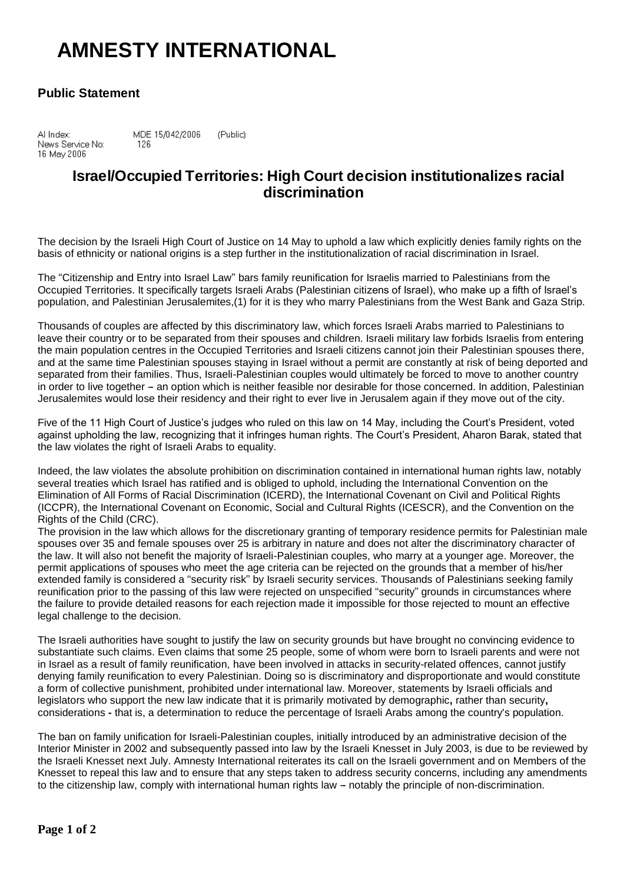# AMNESTY INTERNATIONAL

## Public Statement

AI Index: MDE 15/042/2006 (Public)
News Service No: 126
16 May 2006

## Israel/Occupied Territories: High Court decision institutionalizes racial discrimination

The decision by the Israeli High Court of Justice on 14 May to uphold a law which explicitly denies family rights on the basis of ethnicity or national origins is a step further in the institutionalization of racial discrimination in Israel.

The "Citizenship and Entry into Israel Law" bars family reunification for Israelis married to Palestinians from the Occupied Territories. It specifically targets Israeli Arabs (Palestinian citizens of Israel), who make up a fifth of Israel's population, and Palestinian Jerusalemites,(1) for it is they who marry Palestinians from the West Bank and Gaza Strip.

Thousands of couples are affected by this discriminatory law, which forces Israeli Arabs married to Palestinians to leave their country or to be separated from their spouses and children. Israeli military law forbids Israelis from entering the main population centres in the Occupied Territories and Israeli citizens cannot join their Palestinian spouses there, and at the same time Palestinian spouses staying in Israel without a permit are constantly at risk of being deported and separated from their families. Thus, Israeli-Palestinian couples would ultimately be forced to move to another country in order to live together – an option which is neither feasible nor desirable for those concerned. In addition, Palestinian Jerusalemites would lose their residency and their right to ever live in Jerusalem again if they move out of the city.

Five of the 11 High Court of Justice's judges who ruled on this law on 14 May, including the Court's President, voted against upholding the law, recognizing that it infringes human rights. The Court's President, Aharon Barak, stated that the law violates the right of Israeli Arabs to equality.

Indeed, the law violates the absolute prohibition on discrimination contained in international human rights law, notably several treaties which Israel has ratified and is obliged to uphold, including the International Convention on the Elimination of All Forms of Racial Discrimination (ICERD), the International Covenant on Civil and Political Rights (ICCPR), the International Covenant on Economic, Social and Cultural Rights (ICESCR), and the Convention on the Rights of the Child (CRC).

The provision in the law which allows for the discretionary granting of temporary residence permits for Palestinian male spouses over 35 and female spouses over 25 is arbitrary in nature and does not alter the discriminatory character of the law. It will also not benefit the majority of Israeli-Palestinian couples, who marry at a younger age. Moreover, the permit applications of spouses who meet the age criteria can be rejected on the grounds that a member of his/her extended family is considered a "security risk" by Israeli security services. Thousands of Palestinians seeking family reunification prior to the passing of this law were rejected on unspecified "security" grounds in circumstances where the failure to provide detailed reasons for each rejection made it impossible for those rejected to mount an effective legal challenge to the decision.

The Israeli authorities have sought to justify the law on security grounds but have brought no convincing evidence to substantiate such claims. Even claims that some 25 people, some of whom were born to Israeli parents and were not in Israel as a result of family reunification, have been involved in attacks in security-related offences, cannot justify denying family reunification to every Palestinian. Doing so is discriminatory and disproportionate and would constitute a form of collective punishment, prohibited under international law. Moreover, statements by Israeli officials and legislators who support the new law indicate that it is primarily motivated by demographic**,** rather than security**,** considerations **-** that is, a determination to reduce the percentage of Israeli Arabs among the country's population.

The ban on family unification for Israeli-Palestinian couples, initially introduced by an administrative decision of the Interior Minister in 2002 and subsequently passed into law by the Israeli Knesset in July 2003, is due to be reviewed by the Israeli Knesset next July. Amnesty International reiterates its call on the Israeli government and on Members of the Knesset to repeal this law and to ensure that any steps taken to address security concerns, including any amendments to the citizenship law, comply with international human rights law – notably the principle of non-discrimination.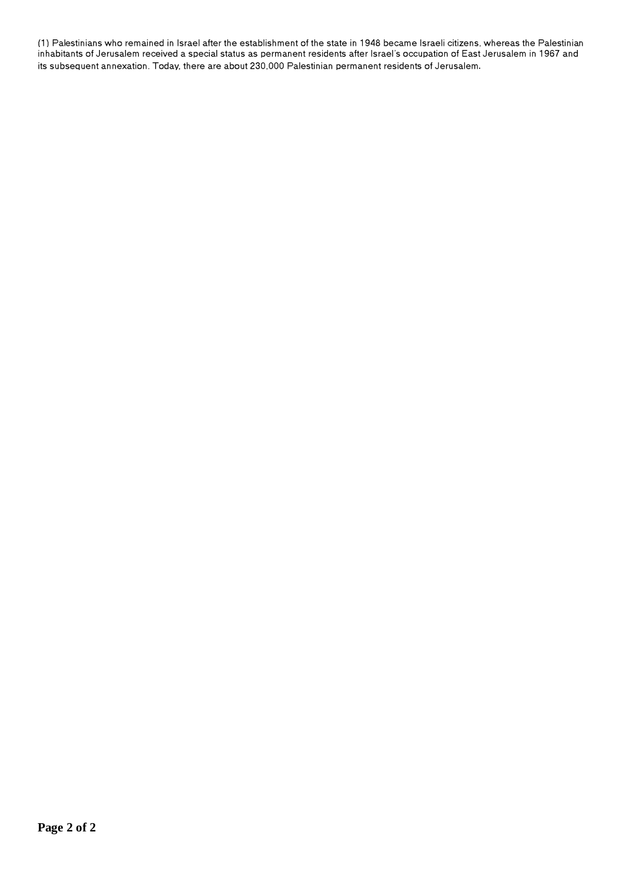(1) Palestinians who remained in Israel after the establishment of the state in 1948 became Israeli citizens, whereas the Palestinian inhabitants of Jerusalem received a special status as permanent residents after Israel's occupation of East Jerusalem in 1967 and its subsequent annexation. Today, there are about 230,000 Palestinian permanent residents of Jerusalem.